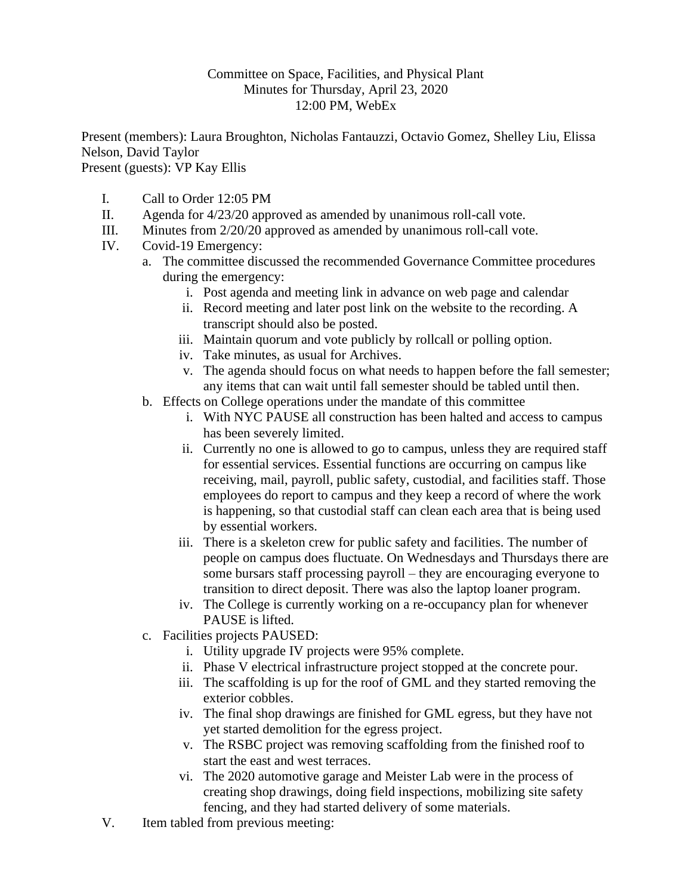Committee on Space, Facilities, and Physical Plant
Minutes for Thursday, April 23, 2020
12:00 PM, WebEx

Present (members): Laura Broughton, Nicholas Fantauzzi, Octavio Gomez, Shelley Liu, Elissa Nelson, David Taylor
Present (guests): VP Kay Ellis

I. Call to Order 12:05 PM
II. Agenda for 4/23/20 approved as amended by unanimous roll-call vote.
III. Minutes from 2/20/20 approved as amended by unanimous roll-call vote.
IV. Covid-19 Emergency:
   a. The committee discussed the recommended Governance Committee procedures during the emergency:
      i. Post agenda and meeting link in advance on web page and calendar
      ii. Record meeting and later post link on the website to the recording. A transcript should also be posted.
      iii. Maintain quorum and vote publicly by rollcall or polling option.
      iv. Take minutes, as usual for Archives.
      v. The agenda should focus on what needs to happen before the fall semester; any items that can wait until fall semester should be tabled until then.
   b. Effects on College operations under the mandate of this committee
      i. With NYC PAUSE all construction has been halted and access to campus has been severely limited.
      ii. Currently no one is allowed to go to campus, unless they are required staff for essential services. Essential functions are occurring on campus like receiving, mail, payroll, public safety, custodial, and facilities staff. Those employees do report to campus and they keep a record of where the work is happening, so that custodial staff can clean each area that is being used by essential workers.
      iii. There is a skeleton crew for public safety and facilities. The number of people on campus does fluctuate. On Wednesdays and Thursdays there are some bursars staff processing payroll – they are encouraging everyone to transition to direct deposit. There was also the laptop loaner program.
      iv. The College is currently working on a re-occupancy plan for whenever PAUSE is lifted.
   c. Facilities projects PAUSED:
      i. Utility upgrade IV projects were 95% complete.
      ii. Phase V electrical infrastructure project stopped at the concrete pour.
      iii. The scaffolding is up for the roof of GML and they started removing the exterior cobbles.
      iv. The final shop drawings are finished for GML egress, but they have not yet started demolition for the egress project.
      v. The RSBC project was removing scaffolding from the finished roof to start the east and west terraces.
      vi. The 2020 automotive garage and Meister Lab were in the process of creating shop drawings, doing field inspections, mobilizing site safety fencing, and they had started delivery of some materials.
V. Item tabled from previous meeting: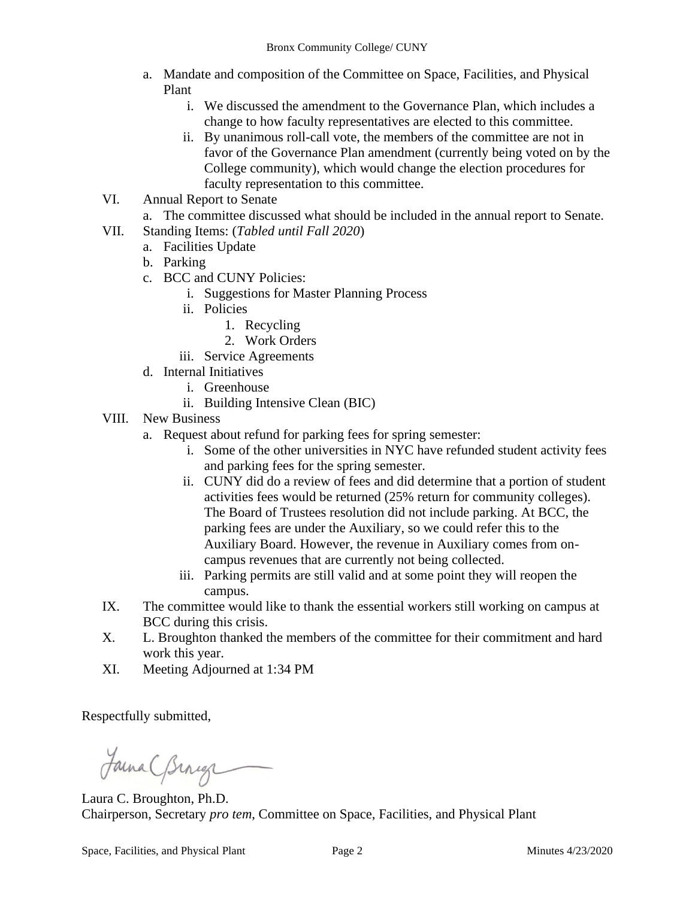a. Mandate and composition of the Committee on Space, Facilities, and Physical Plant
    i. We discussed the amendment to the Governance Plan, which includes a change to how faculty representatives are elected to this committee.
    ii. By unanimous roll-call vote, the members of the committee are not in favor of the Governance Plan amendment (currently being voted on by the College community), which would change the election procedures for faculty representation to this committee.

VI. Annual Report to Senate
  a. The committee discussed what should be included in the annual report to Senate.

VII. Standing Items: (*Tabled until Fall 2020*)
  a. Facilities Update
  b. Parking
  c. BCC and CUNY Policies:
    i. Suggestions for Master Planning Process
    ii. Policies
      1. Recycling
      2. Work Orders
    iii. Service Agreements
  d. Internal Initiatives
    i. Greenhouse
    ii. Building Intensive Clean (BIC)

VIII. New Business
  a. Request about refund for parking fees for spring semester:
    i. Some of the other universities in NYC have refunded student activity fees and parking fees for the spring semester.
    ii. CUNY did do a review of fees and did determine that a portion of student activities fees would be returned (25% return for community colleges). The Board of Trustees resolution did not include parking. At BCC, the parking fees are under the Auxiliary, so we could refer this to the Auxiliary Board. However, the revenue in Auxiliary comes from on-campus revenues that are currently not being collected.
    iii. Parking permits are still valid and at some point they will reopen the campus.

IX. The committee would like to thank the essential workers still working on campus at BCC during this crisis.

X. L. Broughton thanked the members of the committee for their commitment and hard work this year.

XI. Meeting Adjourned at 1:34 PM

Respectfully submitted,

Laura C. Broughton, Ph.D.
Chairperson, Secretary *pro tem*, Committee on Space, Facilities, and Physical Plant